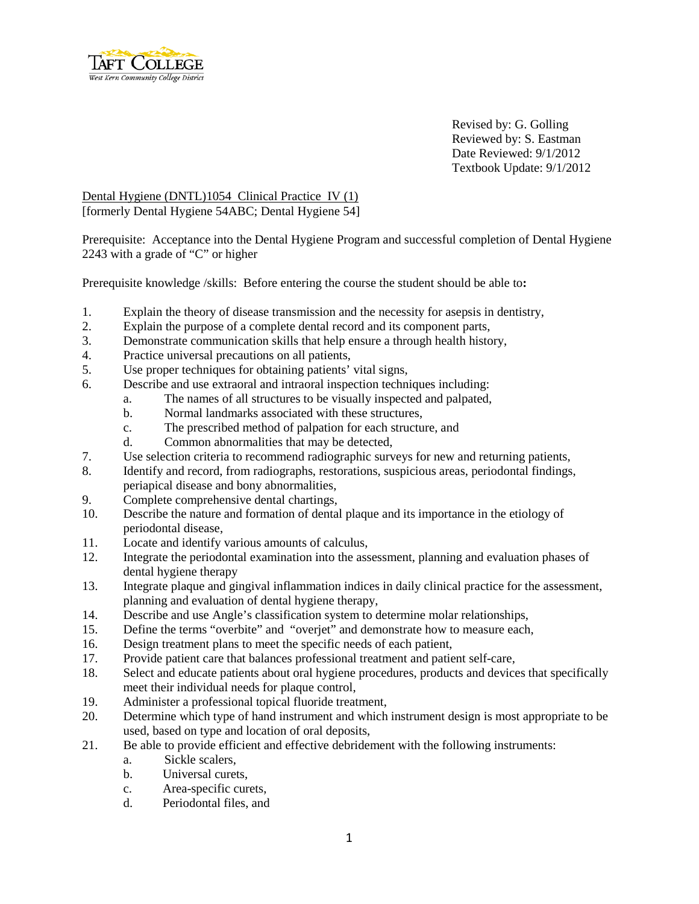Taft College
West Kern Community College District

Revised by: G. Golling
Reviewed by: S. Eastman
Date Reviewed: 9/1/2012
Textbook Update: 9/1/2012

Dental Hygiene (DNTL)1054 Clinical Practice IV (1)
[formerly Dental Hygiene 54ABC; Dental Hygiene 54]

Prerequisite: Acceptance into the Dental Hygiene Program and successful completion of Dental Hygiene 2243 with a grade of "C" or higher

Prerequisite knowledge /skills: Before entering the course the student should be able to**:**

1. Explain the theory of disease transmission and the necessity for asepsis in dentistry,
2. Explain the purpose of a complete dental record and its component parts,
3. Demonstrate communication skills that help ensure a through health history,
4. Practice universal precautions on all patients,
5. Use proper techniques for obtaining patients' vital signs,
6. Describe and use extraoral and intraoral inspection techniques including:
    a. The names of all structures to be visually inspected and palpated,
    b. Normal landmarks associated with these structures,
    c. The prescribed method of palpation for each structure, and
    d. Common abnormalities that may be detected,
7. Use selection criteria to recommend radiographic surveys for new and returning patients,
8. Identify and record, from radiographs, restorations, suspicious areas, periodontal findings, periapical disease and bony abnormalities,
9. Complete comprehensive dental chartings,
10. Describe the nature and formation of dental plaque and its importance in the etiology of periodontal disease,
11. Locate and identify various amounts of calculus,
12. Integrate the periodontal examination into the assessment, planning and evaluation phases of dental hygiene therapy
13. Integrate plaque and gingival inflammation indices in daily clinical practice for the assessment, planning and evaluation of dental hygiene therapy,
14. Describe and use Angle's classification system to determine molar relationships,
15. Define the terms "overbite" and "overjet" and demonstrate how to measure each,
16. Design treatment plans to meet the specific needs of each patient,
17. Provide patient care that balances professional treatment and patient self-care,
18. Select and educate patients about oral hygiene procedures, products and devices that specifically meet their individual needs for plaque control,
19. Administer a professional topical fluoride treatment,
20. Determine which type of hand instrument and which instrument design is most appropriate to be used, based on type and location of oral deposits,
21. Be able to provide efficient and effective debridement with the following instruments:
    a. Sickle scalers,
    b. Universal curets,
    c. Area-specific curets,
    d. Periodontal files, and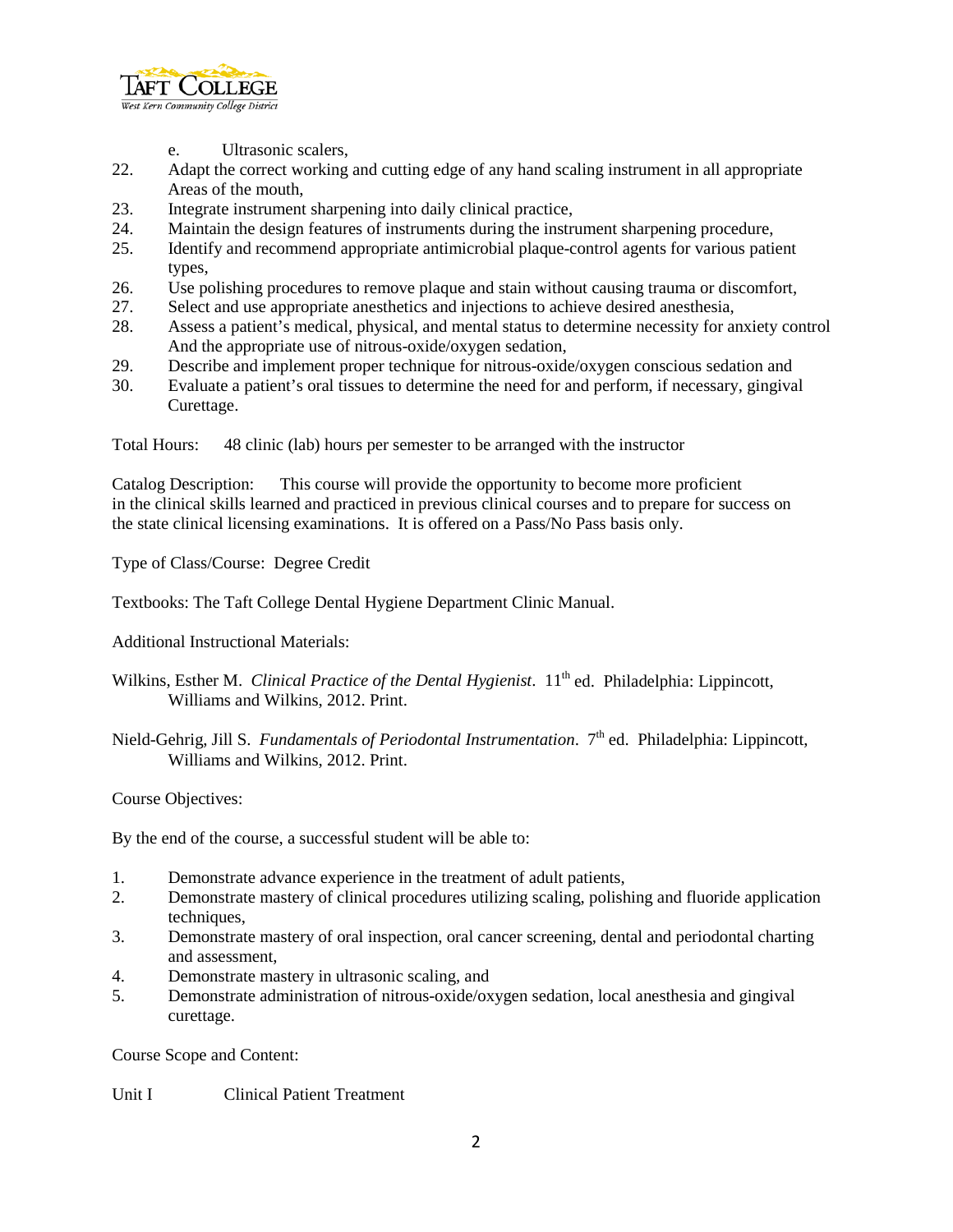e. Ultrasonic scalers,

22. Adapt the correct working and cutting edge of any hand scaling instrument in all appropriate Areas of the mouth,
23. Integrate instrument sharpening into daily clinical practice,
24. Maintain the design features of instruments during the instrument sharpening procedure,
25. Identify and recommend appropriate antimicrobial plaque-control agents for various patient types,
26. Use polishing procedures to remove plaque and stain without causing trauma or discomfort,
27. Select and use appropriate anesthetics and injections to achieve desired anesthesia,
28. Assess a patient's medical, physical, and mental status to determine necessity for anxiety control And the appropriate use of nitrous-oxide/oxygen sedation,
29. Describe and implement proper technique for nitrous-oxide/oxygen conscious sedation and
30. Evaluate a patient's oral tissues to determine the need for and perform, if necessary, gingival Curettage.

Total Hours: 48 clinic (lab) hours per semester to be arranged with the instructor

Catalog Description: This course will provide the opportunity to become more proficient in the clinical skills learned and practiced in previous clinical courses and to prepare for success on the state clinical licensing examinations. It is offered on a Pass/No Pass basis only.

Type of Class/Course: Degree Credit

Textbooks: The Taft College Dental Hygiene Department Clinic Manual.

Additional Instructional Materials:

Wilkins, Esther M. *Clinical Practice of the Dental Hygienist*. 11th ed. Philadelphia: Lippincott, Williams and Wilkins, 2012. Print.

Nield-Gehrig, Jill S. *Fundamentals of Periodontal Instrumentation*. 7th ed. Philadelphia: Lippincott, Williams and Wilkins, 2012. Print.

Course Objectives:

By the end of the course, a successful student will be able to:

1. Demonstrate advance experience in the treatment of adult patients,
2. Demonstrate mastery of clinical procedures utilizing scaling, polishing and fluoride application techniques,
3. Demonstrate mastery of oral inspection, oral cancer screening, dental and periodontal charting and assessment,
4. Demonstrate mastery in ultrasonic scaling, and
5. Demonstrate administration of nitrous-oxide/oxygen sedation, local anesthesia and gingival curettage.

Course Scope and Content:

Unit I Clinical Patient Treatment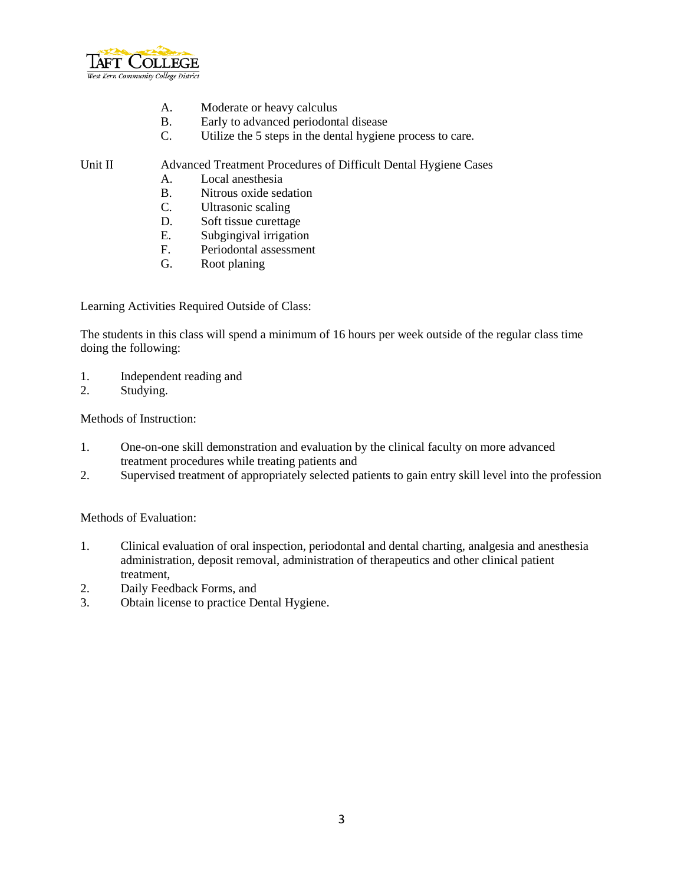A. Moderate or heavy calculus
B. Early to advanced periodontal disease
C. Utilize the 5 steps in the dental hygiene process to care.

Unit II Advanced Treatment Procedures of Difficult Dental Hygiene Cases

A. Local anesthesia
B. Nitrous oxide sedation
C. Ultrasonic scaling
D. Soft tissue curettage
E. Subgingival irrigation
F. Periodontal assessment
G. Root planing

Learning Activities Required Outside of Class:

The students in this class will spend a minimum of 16 hours per week outside of the regular class time doing the following:

1. Independent reading and
2. Studying.

Methods of Instruction:

1. One-on-one skill demonstration and evaluation by the clinical faculty on more advanced treatment procedures while treating patients and
2. Supervised treatment of appropriately selected patients to gain entry skill level into the profession

Methods of Evaluation:

1. Clinical evaluation of oral inspection, periodontal and dental charting, analgesia and anesthesia administration, deposit removal, administration of therapeutics and other clinical patient treatment,
2. Daily Feedback Forms, and
3. Obtain license to practice Dental Hygiene.